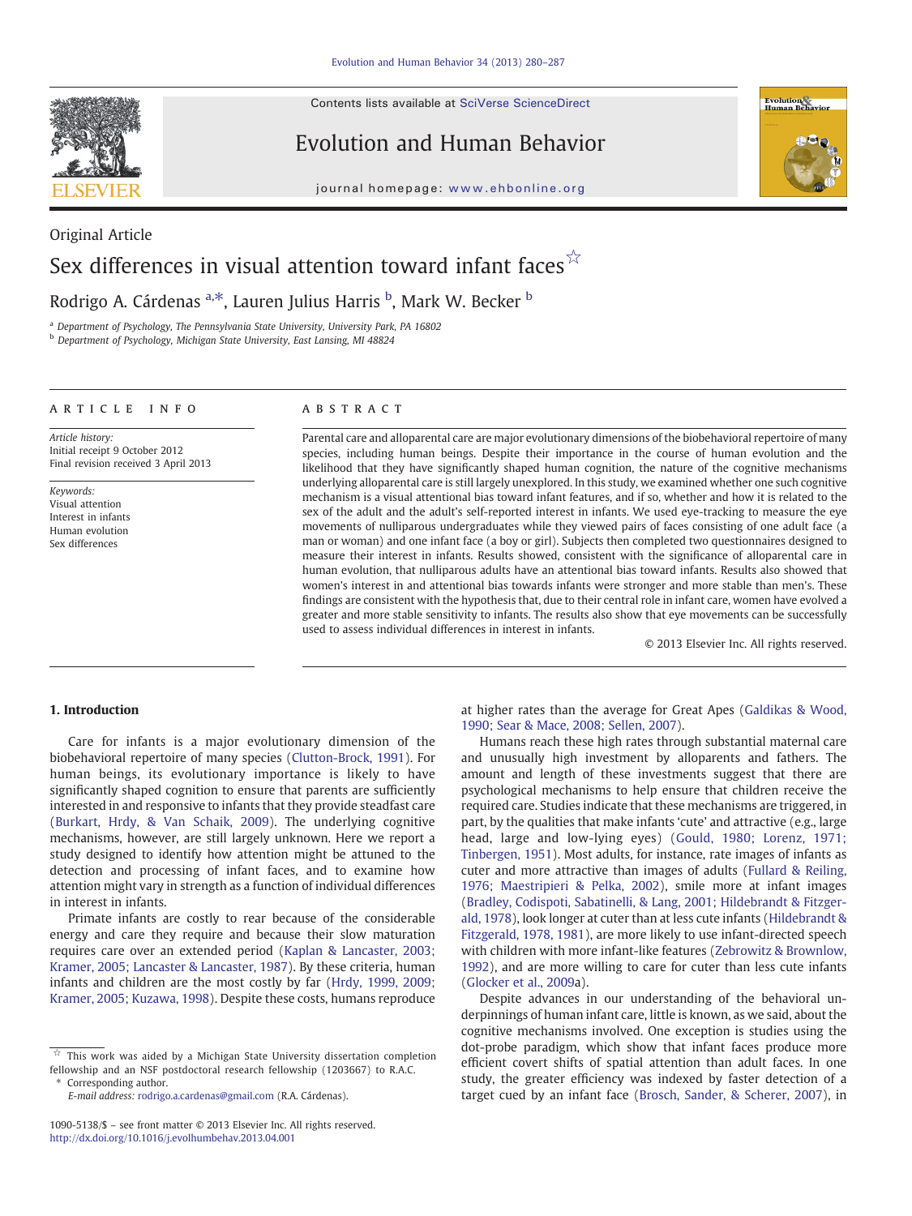Original Article

# Sex differences in visual attention toward infant faces ☆

Rodrigo A. Cárdenas [a,*], Lauren Julius Harris [b], Mark W. Becker [b]

[a] Department of Psychology, The Pennsylvania State University, University Park, PA 16802
[b] Department of Psychology, Michigan State University, East Lansing, MI 48824

**ARTICLE INFO**

*Article history:*
Initial receipt 9 October 2012
Final revision received 3 April 2013

*Keywords:*
Visual attention
Interest in infants
Human evolution
Sex differences

**ABSTRACT**

Parental care and alloparental care are major evolutionary dimensions of the biobehavioral repertoire of many species, including human beings. Despite their importance in the course of human evolution and the likelihood that they have significantly shaped human cognition, the nature of the cognitive mechanisms underlying alloparental care is still largely unexplored. In this study, we examined whether one such cognitive mechanism is a visual attentional bias toward infant features, and if so, whether and how it is related to the sex of the adult and the adult's self-reported interest in infants. We used eye-tracking to measure the eye movements of nulliparous undergraduates while they viewed pairs of faces consisting of one adult face (a man or woman) and one infant face (a boy or girl). Subjects then completed two questionnaires designed to measure their interest in infants. Results showed, consistent with the significance of alloparental care in human evolution, that nulliparous adults have an attentional bias toward infants. Results also showed that women's interest in and attentional bias towards infants were stronger and more stable than men's. These findings are consistent with the hypothesis that, due to their central role in infant care, women have evolved a greater and more stable sensitivity to infants. The results also show that eye movements can be successfully used to assess individual differences in interest in infants.

© 2013 Elsevier Inc. All rights reserved.

## 1. Introduction

Care for infants is a major evolutionary dimension of the biobehavioral repertoire of many species (Clutton-Brock, 1991). For human beings, its evolutionary importance is likely to have significantly shaped cognition to ensure that parents are sufficiently interested in and responsive to infants that they provide steadfast care (Burkart, Hrdy, & Van Schaik, 2009). The underlying cognitive mechanisms, however, are still largely unknown. Here we report a study designed to identify how attention might be attuned to the detection and processing of infant faces, and to examine how attention might vary in strength as a function of individual differences in interest in infants.

Primate infants are costly to rear because of the considerable energy and care they require and because their slow maturation requires care over an extended period (Kaplan & Lancaster, 2003; Kramer, 2005; Lancaster & Lancaster, 1987). By these criteria, human infants and children are the most costly by far (Hrdy, 1999, 2009; Kramer, 2005; Kuzawa, 1998). Despite these costs, humans reproduce at higher rates than the average for Great Apes (Galdikas & Wood, 1990; Sear & Mace, 2008; Sellen, 2007).

Humans reach these high rates through substantial maternal care and unusually high investment by alloparents and fathers. The amount and length of these investments suggest that there are psychological mechanisms to help ensure that children receive the required care. Studies indicate that these mechanisms are triggered, in part, by the qualities that make infants 'cute' and attractive (e.g., large head, large and low-lying eyes) (Gould, 1980; Lorenz, 1971; Tinbergen, 1951). Most adults, for instance, rate images of infants as cuter and more attractive than images of adults (Fullard & Reiling, 1976; Maestripieri & Pelka, 2002), smile more at infant images (Bradley, Codispoti, Sabatinelli, & Lang, 2001; Hildebrandt & Fitzgerald, 1978), look longer at cuter than at less cute infants (Hildebrandt & Fitzgerald, 1978, 1981), are more likely to use infant-directed speech with children with more infant-like features (Zebrowitz & Brownlow, 1992), and are more willing to care for cuter than less cute infants (Glocker et al., 2009a).

Despite advances in our understanding of the behavioral underpinnings of human infant care, little is known, as we said, about the cognitive mechanisms involved. One exception is studies using the dot-probe paradigm, which show that infant faces produce more efficient covert shifts of spatial attention than adult faces. In one study, the greater efficiency was indexed by faster detection of a target cued by an infant face (Brosch, Sander, & Scherer, 2007), in

---

☆ This work was aided by a Michigan State University dissertation completion fellowship and an NSF postdoctoral research fellowship (1203667) to R.A.C.

\* Corresponding author.
E-mail address: rodrigo.a.cardenas@gmail.com (R.A. Cárdenas).

1090-5138/$ – see front matter © 2013 Elsevier Inc. All rights reserved.
http://dx.doi.org/10.1016/j.evolhumbehav.2013.04.001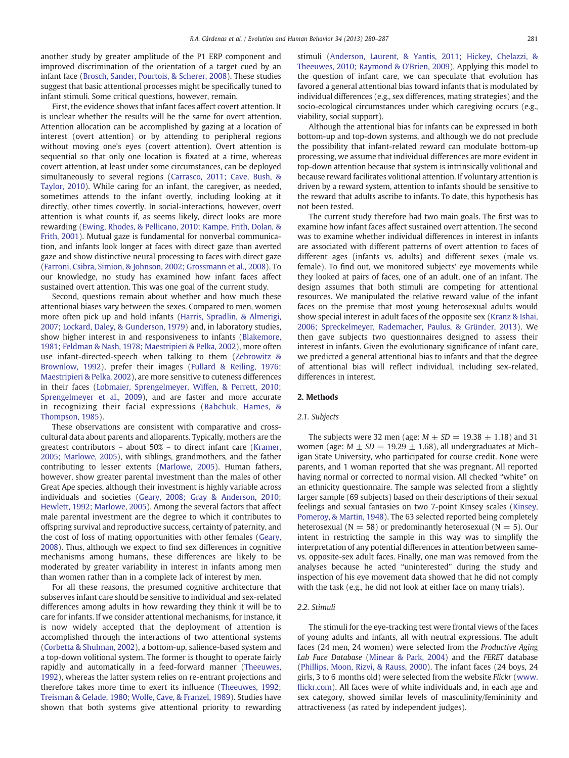another study by greater amplitude of the P1 ERP component and improved discrimination of the orientation of a target cued by an infant face (Brosch, Sander, Pourtois, & Scherer, 2008). These studies suggest that basic attentional processes might be specifically tuned to infant stimuli. Some critical questions, however, remain.

First, the evidence shows that infant faces affect covert attention. It is unclear whether the results will be the same for overt attention. Attention allocation can be accomplished by gazing at a location of interest (overt attention) or by attending to peripheral regions without moving one's eyes (covert attention). Overt attention is sequential so that only one location is fixated at a time, whereas covert attention, at least under some circumstances, can be deployed simultaneously to several regions (Carrasco, 2011; Cave, Bush, & Taylor, 2010). While caring for an infant, the caregiver, as needed, sometimes attends to the infant overtly, including looking at it directly, other times covertly. In social-interactions, however, overt attention is what counts if, as seems likely, direct looks are more rewarding (Ewing, Rhodes, & Pellicano, 2010; Kampe, Frith, Dolan, & Frith, 2001). Mutual gaze is fundamental for nonverbal communication, and infants look longer at faces with direct gaze than averted gaze and show distinctive neural processing to faces with direct gaze (Farroni, Csibra, Simion, & Johnson, 2002; Grossmann et al., 2008). To our knowledge, no study has examined how infant faces affect sustained overt attention. This was one goal of the current study.

Second, questions remain about whether and how much these attentional biases vary between the sexes. Compared to men, women more often pick up and hold infants (Harris, Spradlin, & Almerigi, 2007; Lockard, Daley, & Gunderson, 1979) and, in laboratory studies, show higher interest in and responsiveness to infants (Blakemore, 1981; Feldman & Nash, 1978; Maestripieri & Pelka, 2002), more often use infant-directed-speech when talking to them (Zebrowitz & Brownlow, 1992), prefer their images (Fullard & Reiling, 1976; Maestripieri & Pelka, 2002), are more sensitive to cuteness differences in their faces (Lobmaier, Sprengelmeyer, Wiffen, & Perrett, 2010; Sprengelmeyer et al., 2009), and are faster and more accurate in recognizing their facial expressions (Babchuk, Hames, & Thompson, 1985).

These observations are consistent with comparative and cross-cultural data about parents and alloparents. Typically, mothers are the greatest contributors – about 50% – to direct infant care (Kramer, 2005; Marlowe, 2005), with siblings, grandmothers, and the father contributing to lesser extents (Marlowe, 2005). Human fathers, however, show greater parental investment than the males of other Great Ape species, although their investment is highly variable across individuals and societies (Geary, 2008; Gray & Anderson, 2010; Hewlett, 1992; Marlowe, 2005). Among the several factors that affect male parental investment are the degree to which it contributes to offspring survival and reproductive success, certainty of paternity, and the cost of loss of mating opportunities with other females (Geary, 2008). Thus, although we expect to find sex differences in cognitive mechanisms among humans, these differences are likely to be moderated by greater variability in interest in infants among men than women rather than in a complete lack of interest by men.

For all these reasons, the presumed cognitive architecture that subserves infant care should be sensitive to individual and sex-related differences among adults in how rewarding they think it will be to care for infants. If we consider attentional mechanisms, for instance, it is now widely accepted that the deployment of attention is accomplished through the interactions of two attentional systems (Corbetta & Shulman, 2002), a bottom-up, salience-based system and a top-down volitional system. The former is thought to operate fairly rapidly and automatically in a feed-forward manner (Theeuwes, 1992), whereas the latter system relies on re-entrant projections and therefore takes more time to exert its influence (Theeuwes, 1992; Treisman & Gelade, 1980; Wolfe, Cave, & Franzel, 1989). Studies have shown that both systems give attentional priority to rewarding stimuli (Anderson, Laurent, & Yantis, 2011; Hickey, Chelazzi, & Theeuwes, 2010; Raymond & O'Brien, 2009). Applying this model to the question of infant care, we can speculate that evolution has favored a general attentional bias toward infants that is modulated by individual differences (e.g., sex differences, mating strategies) and the socio-ecological circumstances under which caregiving occurs (e.g., viability, social support).

Although the attentional bias for infants can be expressed in both bottom-up and top-down systems, and although we do not preclude the possibility that infant-related reward can modulate bottom-up processing, we assume that individual differences are more evident in top-down attention because that system is intrinsically volitional and because reward facilitates volitional attention. If voluntary attention is driven by a reward system, attention to infants should be sensitive to the reward that adults ascribe to infants. To date, this hypothesis has not been tested.

The current study therefore had two main goals. The first was to examine how infant faces affect sustained overt attention. The second was to examine whether individual differences in interest in infants are associated with different patterns of overt attention to faces of different ages (infants vs. adults) and different sexes (male vs. female). To find out, we monitored subjects' eye movements while they looked at pairs of faces, one of an adult, one of an infant. The design assumes that both stimuli are competing for attentional resources. We manipulated the relative reward value of the infant faces on the premise that most young heterosexual adults would show special interest in adult faces of the opposite sex (Kranz & Ishai, 2006; Spreckelmeyer, Rademacher, Paulus, & Gründer, 2013). We then gave subjects two questionnaires designed to assess their interest in infants. Given the evolutionary significance of infant care, we predicted a general attentional bias to infants and that the degree of attentional bias will reflect individual, including sex-related, differences in interest.

## 2. Methods

### 2.1. Subjects

The subjects were 32 men (age: $M \pm SD = 19.38 \pm 1.18$) and 31 women (age: $M \pm SD = 19.29 \pm 1.68$), all undergraduates at Michigan State University, who participated for course credit. None were parents, and 1 woman reported that she was pregnant. All reported having normal or corrected to normal vision. All checked "white" on an ethnicity questionnaire. The sample was selected from a slightly larger sample (69 subjects) based on their descriptions of their sexual feelings and sexual fantasies on two 7-point Kinsey scales (Kinsey, Pomeroy, & Martin, 1948). The 63 selected reported being completely heterosexual ($N = 58$) or predominantly heterosexual ($N = 5$). Our intent in restricting the sample in this way was to simplify the interpretation of any potential differences in attention between same- vs. opposite-sex adult faces. Finally, one man was removed from the analyses because he acted "uninterested" during the study and inspection of his eye movement data showed that he did not comply with the task (e.g., he did not look at either face on many trials).

### 2.2. Stimuli

The stimuli for the eye-tracking test were frontal views of the faces of young adults and infants, all with neutral expressions. The adult faces (24 men, 24 women) were selected from the *Productive Aging Lab Face Database* (Minear & Park, 2004) and the *FERET* database (Phillips, Moon, Rizvi, & Rauss, 2000). The infant faces (24 boys, 24 girls, 3 to 6 months old) were selected from the website *Flickr* (www.flickr.com). All faces were of white individuals and, in each age and sex category, showed similar levels of masculinity/femininity and attractiveness (as rated by independent judges).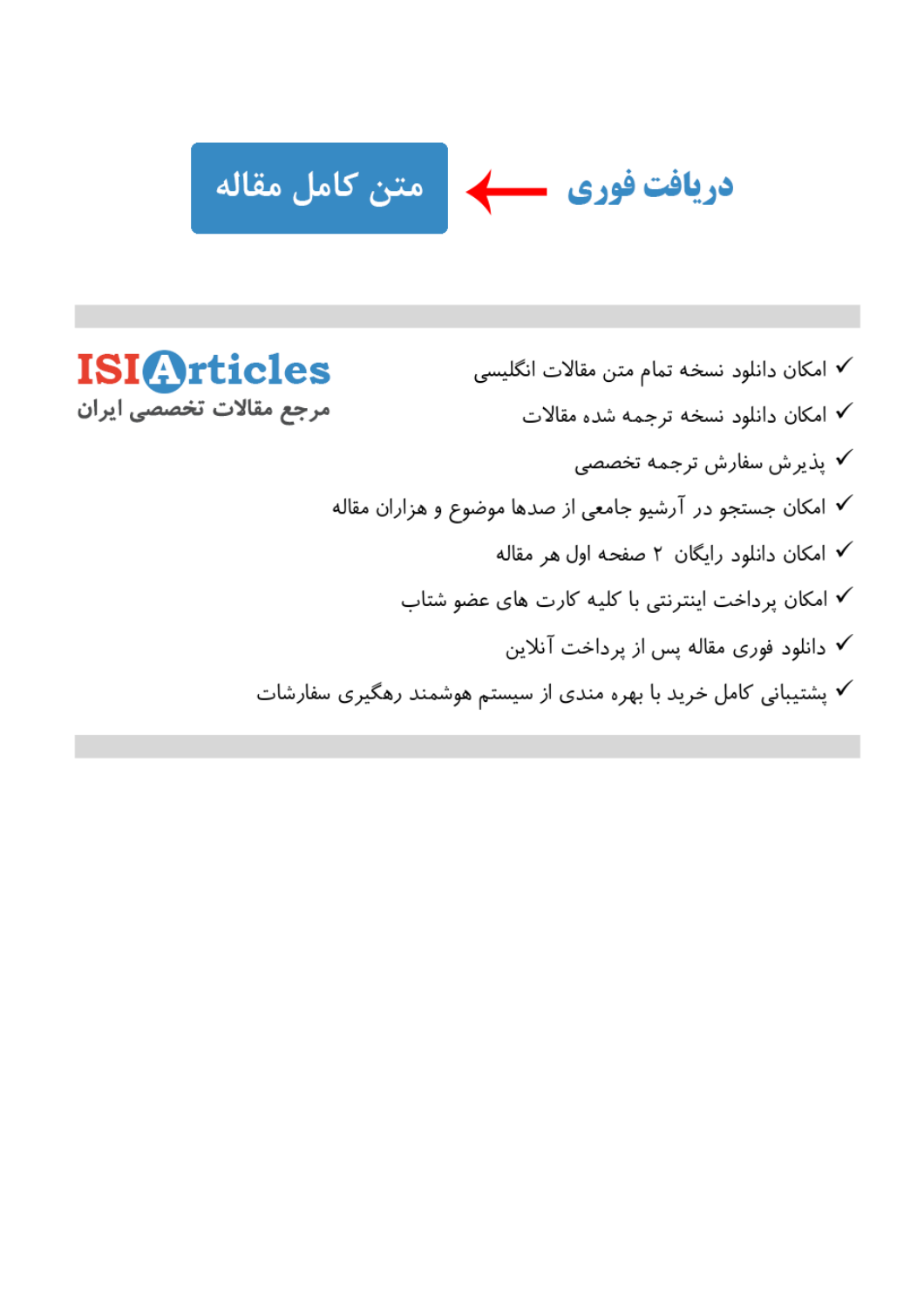دریافت فوری ← **متن کامل مقاله**

**ISIArticles**
مرجع مقالات تخصصی ایران

- ✓ امکان دانلود نسخه تمام متن مقالات انگلیسی
- ✓ امکان دانلود نسخه ترجمه شده مقالات
- ✓ پذیرش سفارش ترجمه تخصصی
- ✓ امکان جستجو در آرشیو جامعی از صدها موضوع و هزاران مقاله
- ✓ امکان دانلود رایگان ۲ صفحه اول هر مقاله
- ✓ امکان پرداخت اینترنتی با کلیه کارت های عضو شتاب
- ✓ دانلود فوری مقاله پس از پرداخت آنلاین
- ✓ پشتیبانی کامل خرید با بهره مندی از سیستم هوشمند رهگیری سفارشات